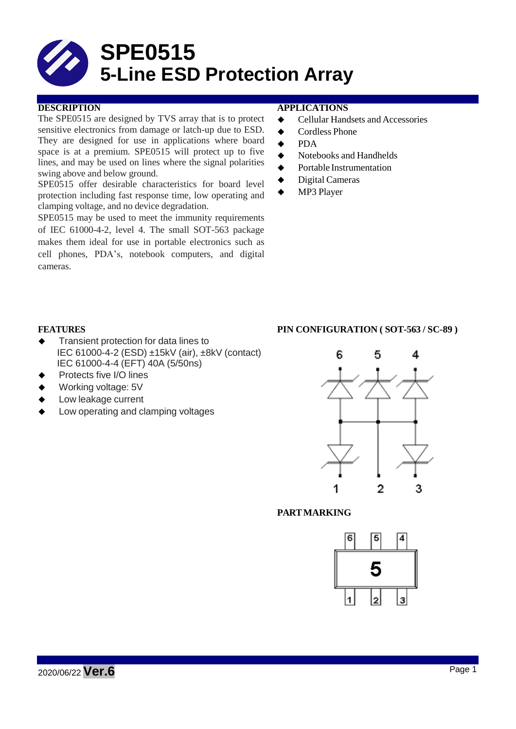# SPE0515
# 5-Line ESD Protection Array

## DESCRIPTION

The SPE0515 are designed by TVS array that is to protect sensitive electronics from damage or latch-up due to ESD. They are designed for use in applications where board space is at a premium. SPE0515 will protect up to five lines, and may be used on lines where the signal polarities swing above and below ground.

SPE0515 offer desirable characteristics for board level protection including fast response time, low operating and clamping voltage, and no device degradation.

SPE0515 may be used to meet the immunity requirements of IEC 61000-4-2, level 4. The small SOT-563 package makes them ideal for use in portable electronics such as cell phones, PDA's, notebook computers, and digital cameras.

## APPLICATIONS

- Cellular Handsets and Accessories
- Cordless Phone
- PDA
- Notebooks and Handhelds
- Portable Instrumentation
- Digital Cameras
- MP3 Player

## FEATURES

- Transient protection for data lines to
  IEC 61000-4-2 (ESD) ±15kV (air), ±8kV (contact)
  IEC 61000-4-4 (EFT) 40A (5/50ns)
- Protects five I/O lines
- Working voltage: 5V
- Low leakage current
- Low operating and clamping voltages

## PIN CONFIGURATION ( SOT-563 / SC-89 )

## PART MARKING

2020/06/22 **Ver.6**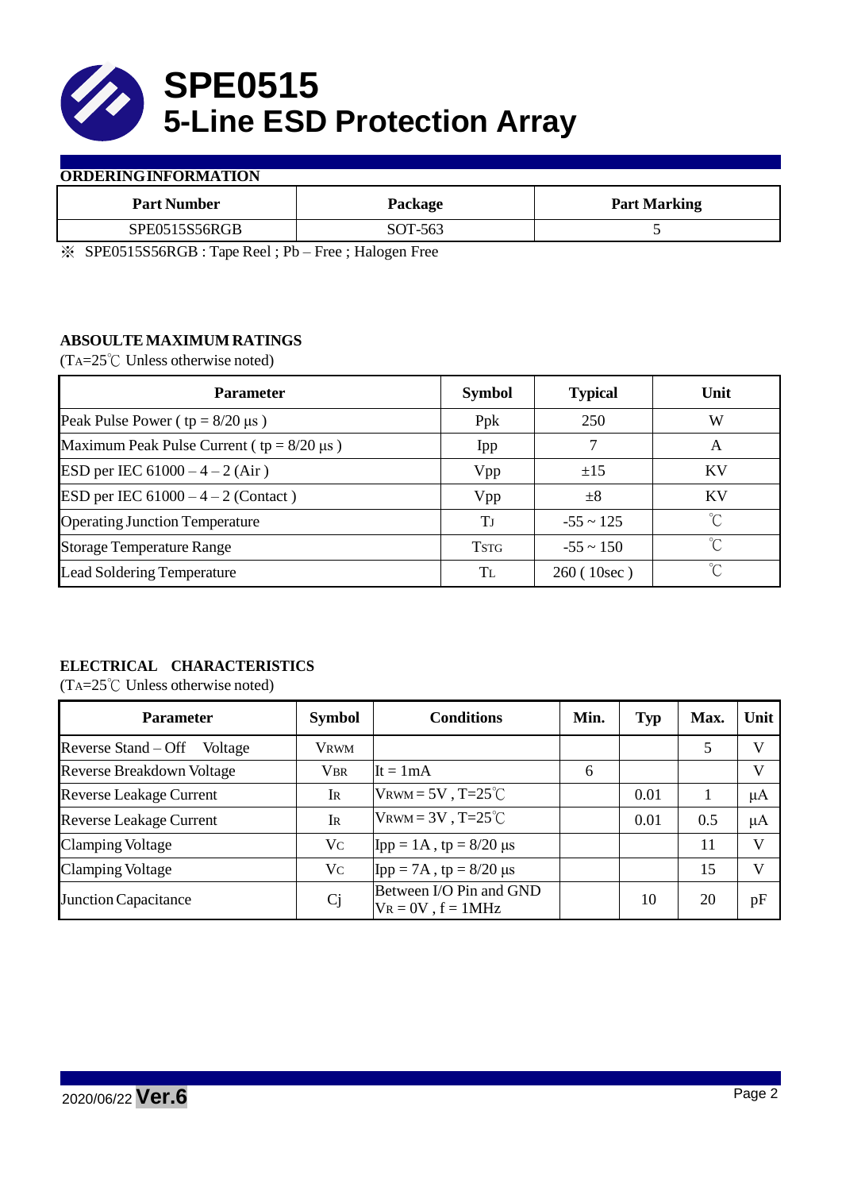# SPE0515
# 5-Line ESD Protection Array

## ORDERING INFORMATION

| Part Number | Package | Part Marking |
|---|---|---|
| SPE0515S56RGB | SOT-563 | 5 |

※ SPE0515S56RGB : Tape Reel ; Pb – Free ; Halogen Free

## ABSOULTE MAXIMUM RATINGS

($T_A$=25℃ Unless otherwise noted)

| Parameter | Symbol | Typical | Unit |
|---|---|---|---|
| Peak Pulse Power ( tp = 8/20 μs ) | Ppk | 250 | W |
| Maximum Peak Pulse Current ( tp = 8/20 μs ) | Ipp | 7 | A |
| ESD per IEC 61000 – 4 – 2 (Air ) | Vpp | ±15 | KV |
| ESD per IEC 61000 – 4 – 2 (Contact ) | Vpp | ±8 | KV |
| Operating Junction Temperature | $T_J$ | -55 ~ 125 | ℃ |
| Storage Temperature Range | $T_{STG}$ | -55 ~ 150 | ℃ |
| Lead Soldering Temperature | $T_L$ | 260 ( 10sec ) | ℃ |

## ELECTRICAL CHARACTERISTICS

($T_A$=25℃ Unless otherwise noted)

| Parameter | Symbol | Conditions | Min. | Typ | Max. | Unit |
|---|---|---|---|---|---|---|
| Reverse Stand – Off Voltage | $V_{RWM}$ | | | | 5 | V |
| Reverse Breakdown Voltage | $V_{BR}$ | It = 1mA | 6 | | | V |
| Reverse Leakage Current | $I_R$ | $V_{RWM}$ = 5V , T=25℃ | | 0.01 | 1 | μA |
| Reverse Leakage Current | $I_R$ | $V_{RWM}$ = 3V , T=25℃ | | 0.01 | 0.5 | μA |
| Clamping Voltage | $V_C$ | Ipp = 1A , tp = 8/20 μs | | | 11 | V |
| Clamping Voltage | $V_C$ | Ipp = 7A , tp = 8/20 μs | | | 15 | V |
| Junction Capacitance | Cj | Between I/O Pin and GND $V_R$ = 0V , f = 1MHz | | 10 | 20 | pF |

2020/06/22 **Ver.6**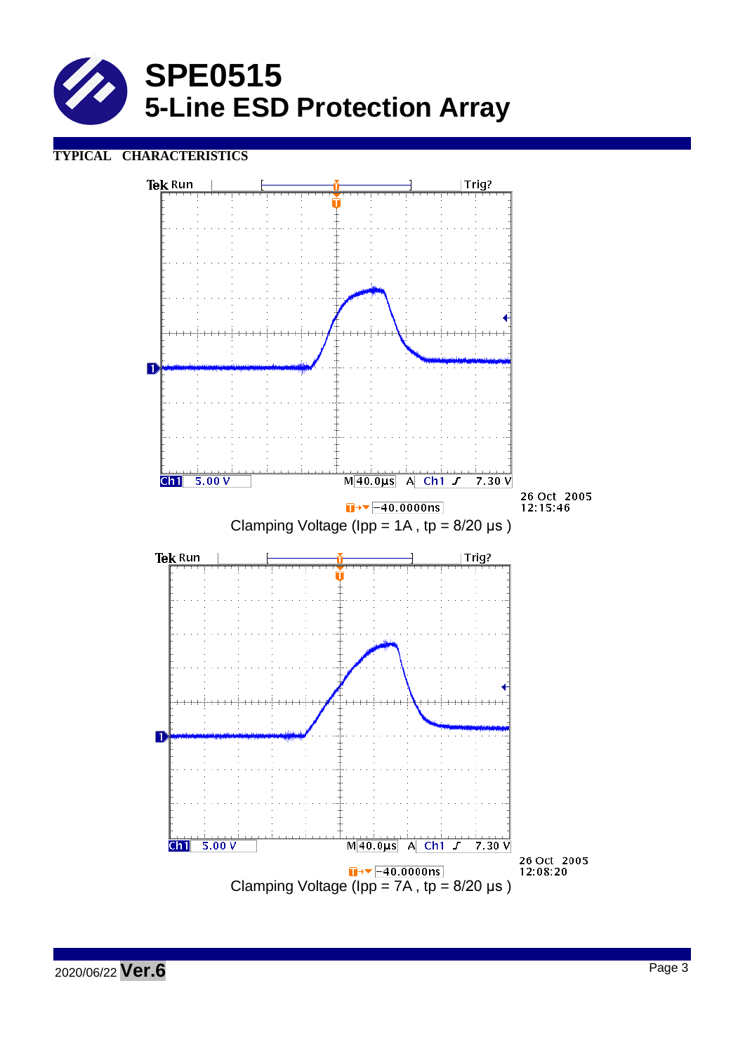# SPE0515
## 5-Line ESD Protection Array

**TYPICAL CHARACTERISTICS**

Tek Run    Trig?

Ch1 5.00 V    M 40.0µs    A Ch1 ʃ 7.30 V

-40.0000ns

26 Oct 2005
12:15:46

Clamping Voltage (Ipp = 1A , tp = 8/20 µs )

Tek Run    Trig?

Ch1 5.00 V    M 40.0µs    A Ch1 ʃ 7.30 V

-40.0000ns

26 Oct 2005
12:08:20

Clamping Voltage (Ipp = 7A , tp = 8/20 µs )

2020/06/22 **Ver.6**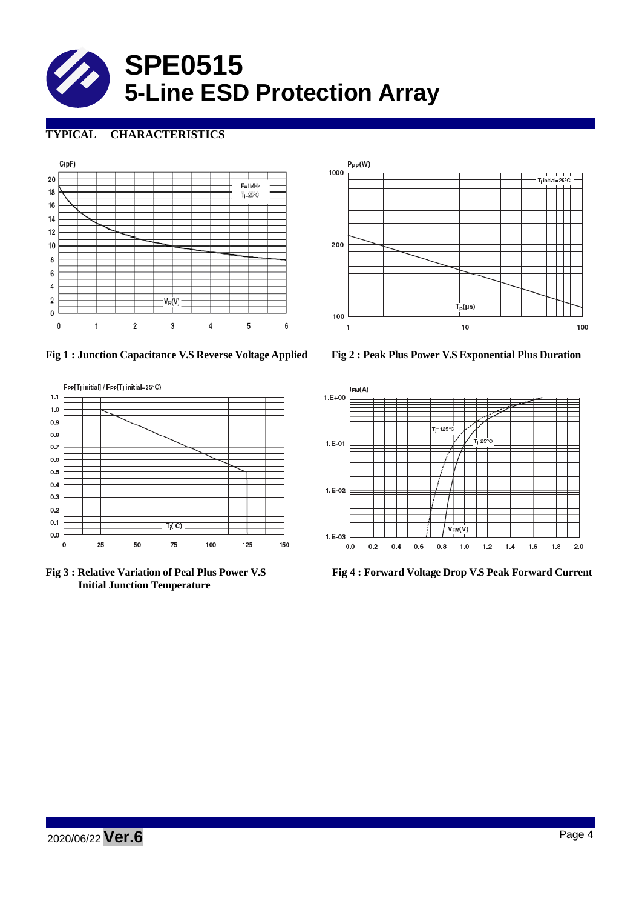# SPE0515
# 5-Line ESD Protection Array

## TYPICAL CHARACTERISTICS

Fig 1 : Junction Capacitance V.S Reverse Voltage Applied

Fig 2 : Peak Plus Power V.S Exponential Plus Duration

Fig 3 : Relative Variation of Peal Plus Power V.S Initial Junction Temperature

Fig 4 : Forward Voltage Drop V.S Peak Forward Current

2020/06/22 **Ver.6**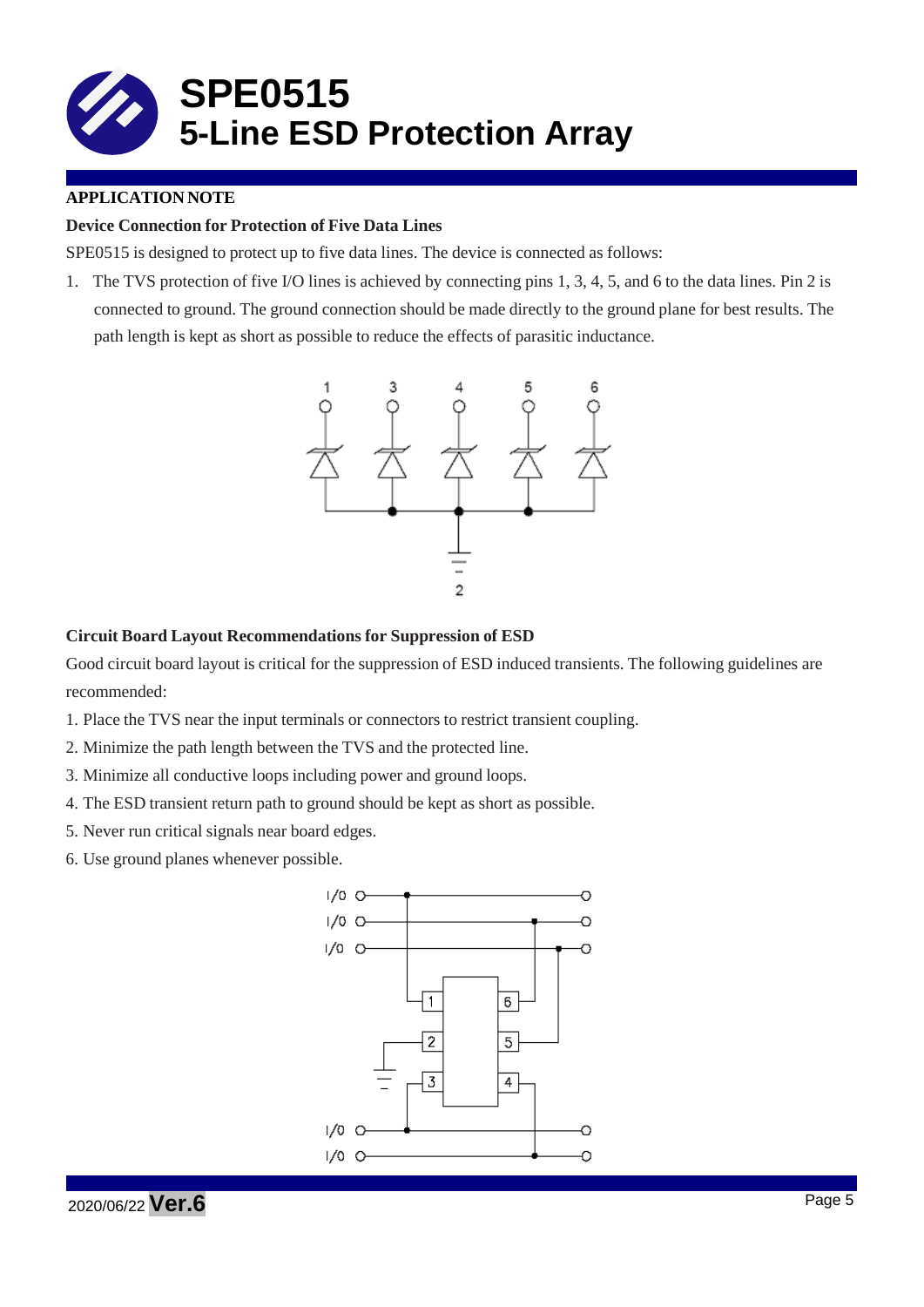# SPE0515
# 5-Line ESD Protection Array

**APPLICATION NOTE**

**Device Connection for Protection of Five Data Lines**

SPE0515 is designed to protect up to five data lines. The device is connected as follows:

1. The TVS protection of five I/O lines is achieved by connecting pins 1, 3, 4, 5, and 6 to the data lines. Pin 2 is connected to ground. The ground connection should be made directly to the ground plane for best results. The path length is kept as short as possible to reduce the effects of parasitic inductance.

**Circuit Board Layout Recommendations for Suppression of ESD**

Good circuit board layout is critical for the suppression of ESD induced transients. The following guidelines are recommended:

1. Place the TVS near the input terminals or connectors to restrict transient coupling.
2. Minimize the path length between the TVS and the protected line.
3. Minimize all conductive loops including power and ground loops.
4. The ESD transient return path to ground should be kept as short as possible.
5. Never run critical signals near board edges.
6. Use ground planes whenever possible.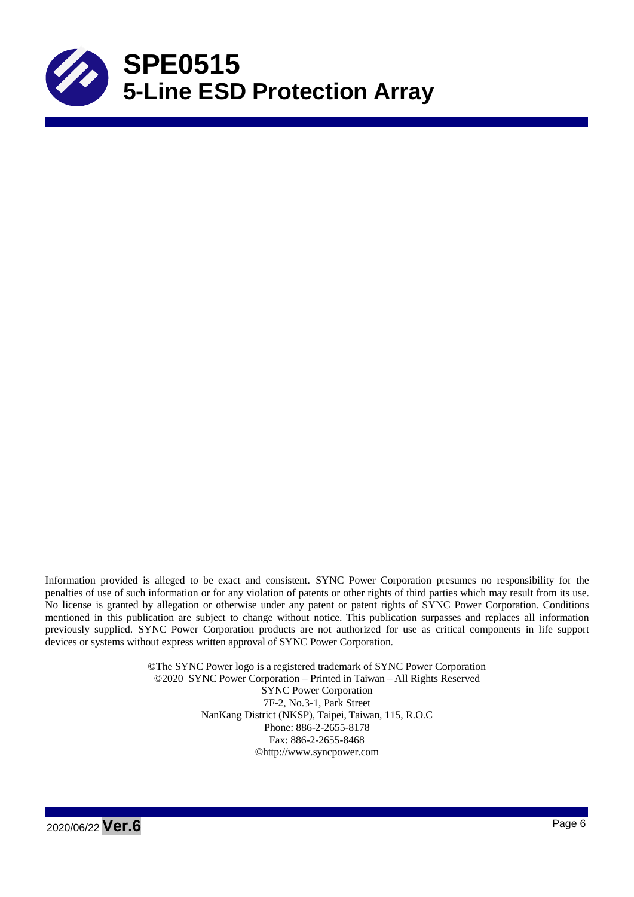Information provided is alleged to be exact and consistent. SYNC Power Corporation presumes no responsibility for the penalties of use of such information or for any violation of patents or other rights of third parties which may result from its use. No license is granted by allegation or otherwise under any patent or patent rights of SYNC Power Corporation. Conditions mentioned in this publication are subject to change without notice. This publication surpasses and replaces all information previously supplied. SYNC Power Corporation products are not authorized for use as critical components in life support devices or systems without express written approval of SYNC Power Corporation.

©The SYNC Power logo is a registered trademark of SYNC Power Corporation
©2020 SYNC Power Corporation – Printed in Taiwan – All Rights Reserved
SYNC Power Corporation
7F-2, No.3-1, Park Street
NanKang District (NKSP), Taipei, Taiwan, 115, R.O.C
Phone: 886-2-2655-8178
Fax: 886-2-2655-8468
©http://www.syncpower.com